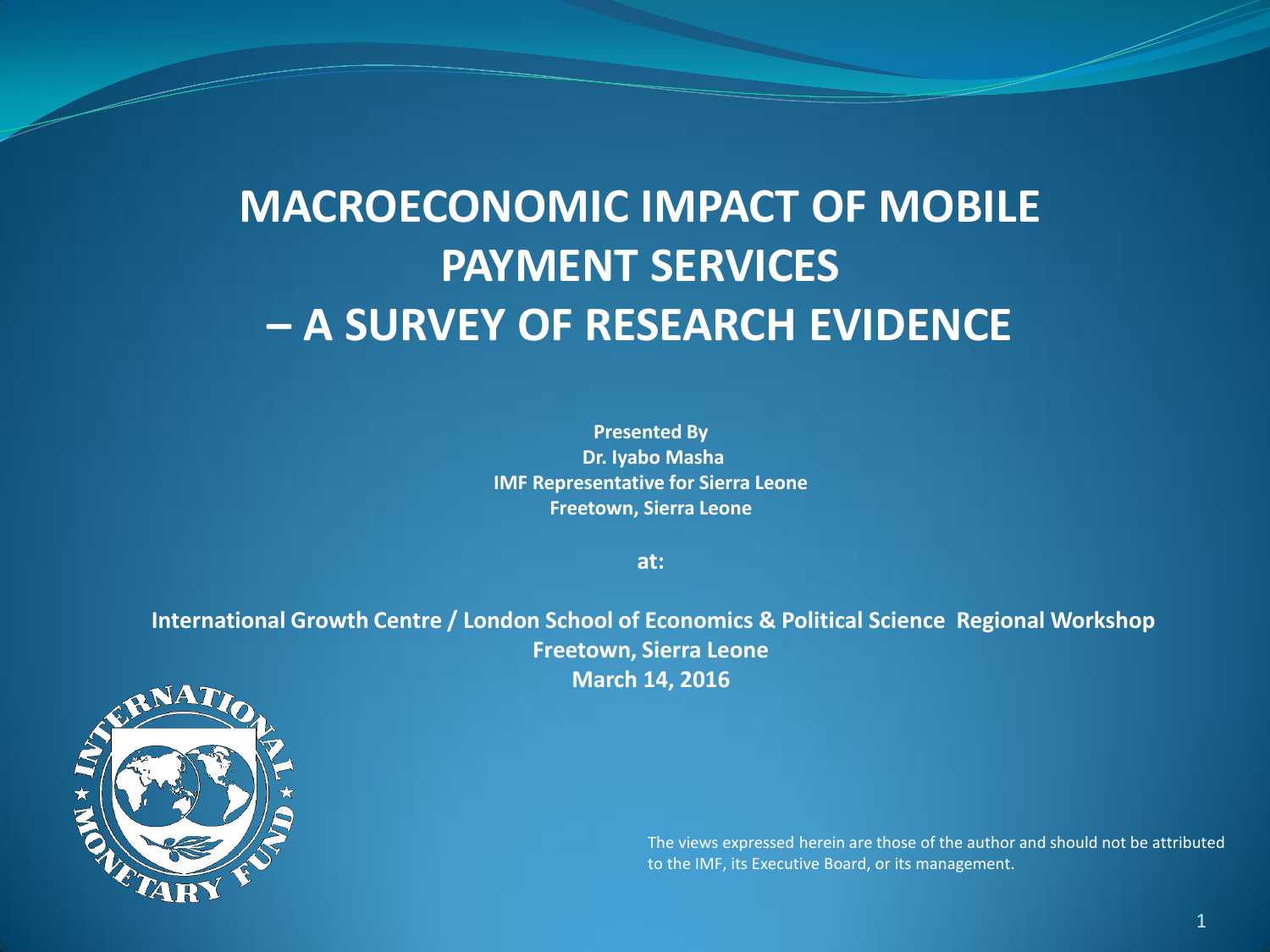# MACROECONOMIC IMPACT OF MOBILE PAYMENT SERVICES – A SURVEY OF RESEARCH EVIDENCE

**Presented By**
**Dr. Iyabo Masha**
**IMF Representative for Sierra Leone**
**Freetown, Sierra Leone**

**at:**

**International Growth Centre / London School of Economics & Political Science Regional Workshop**
**Freetown, Sierra Leone**
**March 14, 2016**

The views expressed herein are those of the author and should not be attributed to the IMF, its Executive Board, or its management.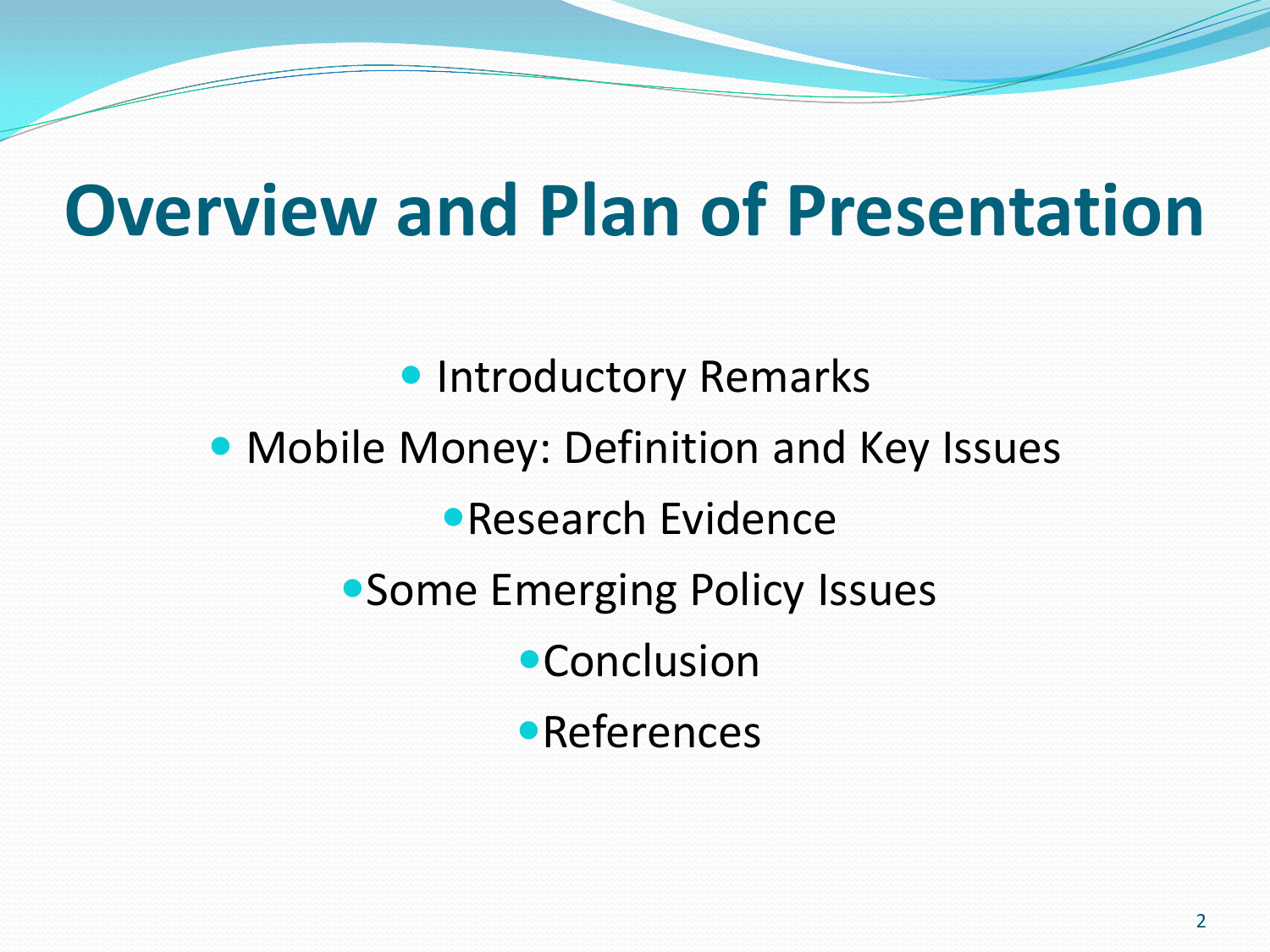# Overview and Plan of Presentation

- Introductory Remarks
- Mobile Money: Definition and Key Issues
- Research Evidence
- Some Emerging Policy Issues
- Conclusion
- References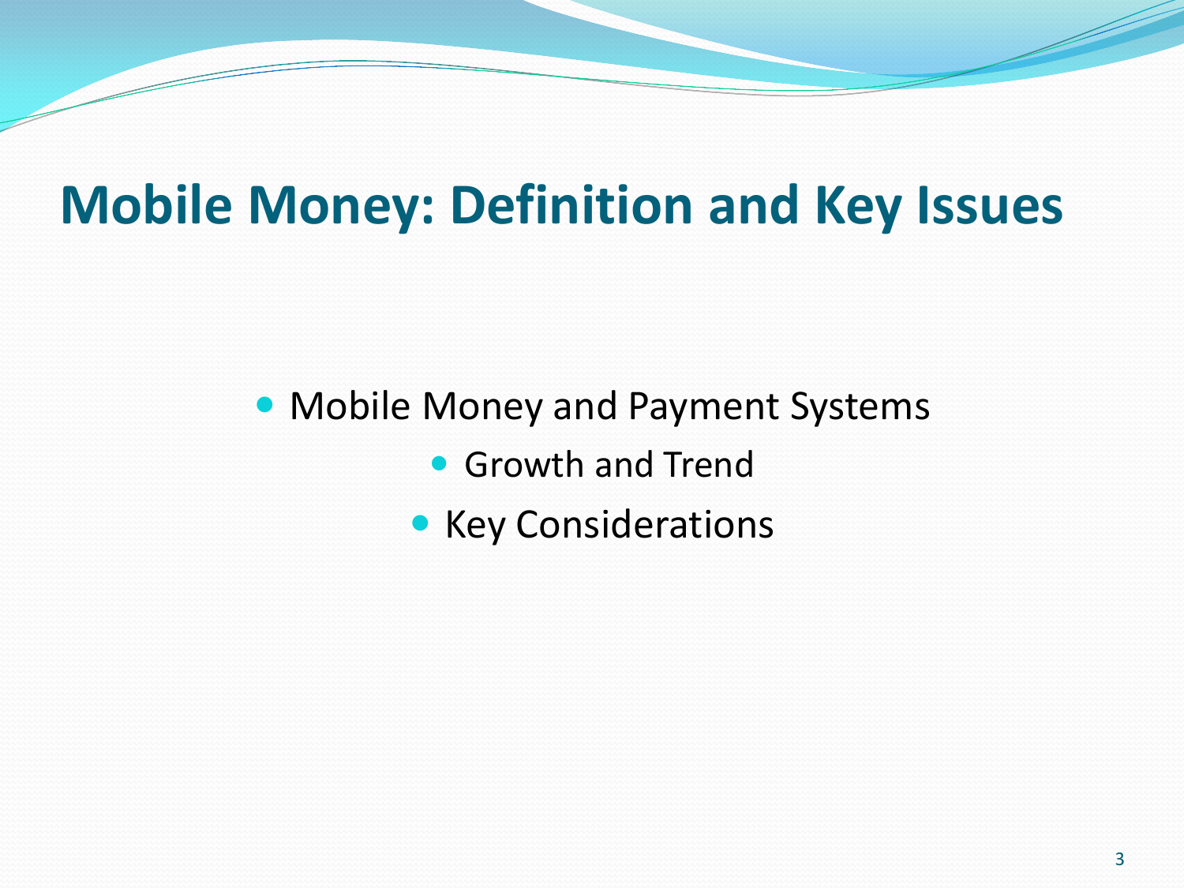# Mobile Money: Definition and Key Issues

- Mobile Money and Payment Systems
  - Growth and Trend
  - Key Considerations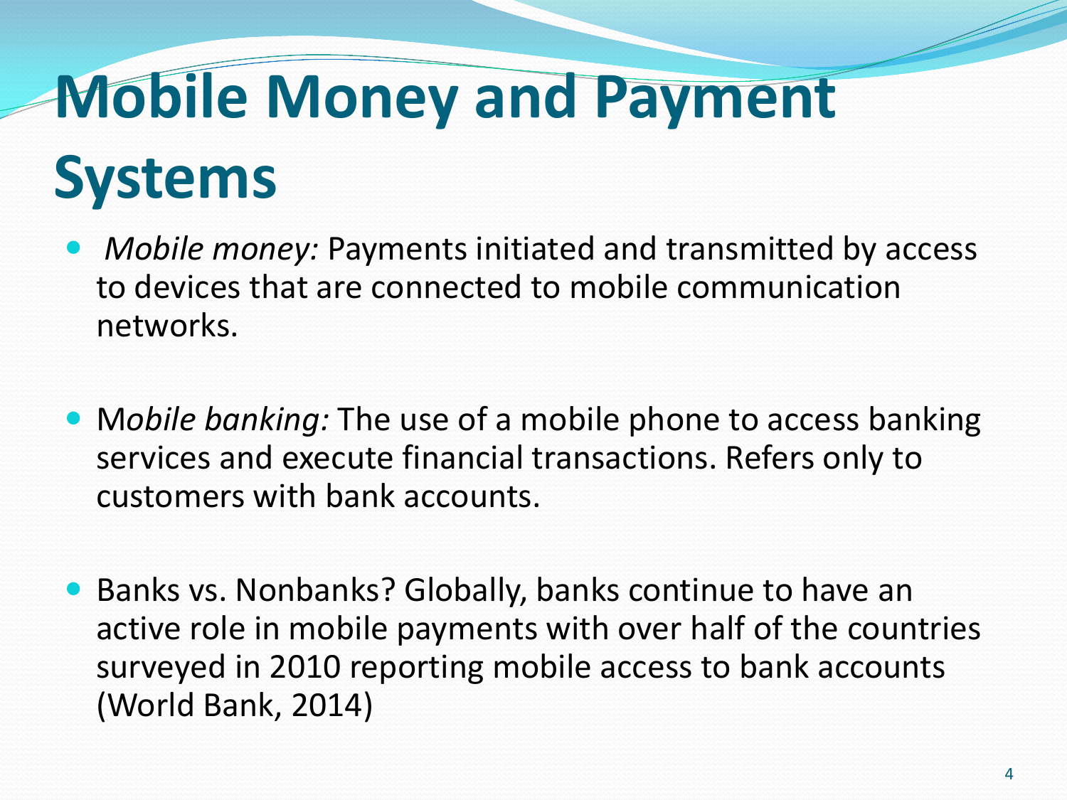# Mobile Money and Payment Systems

- *Mobile money:* Payments initiated and transmitted by access to devices that are connected to mobile communication networks.

- M*obile banking:* The use of a mobile phone to access banking services and execute financial transactions. Refers only to customers with bank accounts.

- Banks vs. Nonbanks? Globally, banks continue to have an active role in mobile payments with over half of the countries surveyed in 2010 reporting mobile access to bank accounts (World Bank, 2014)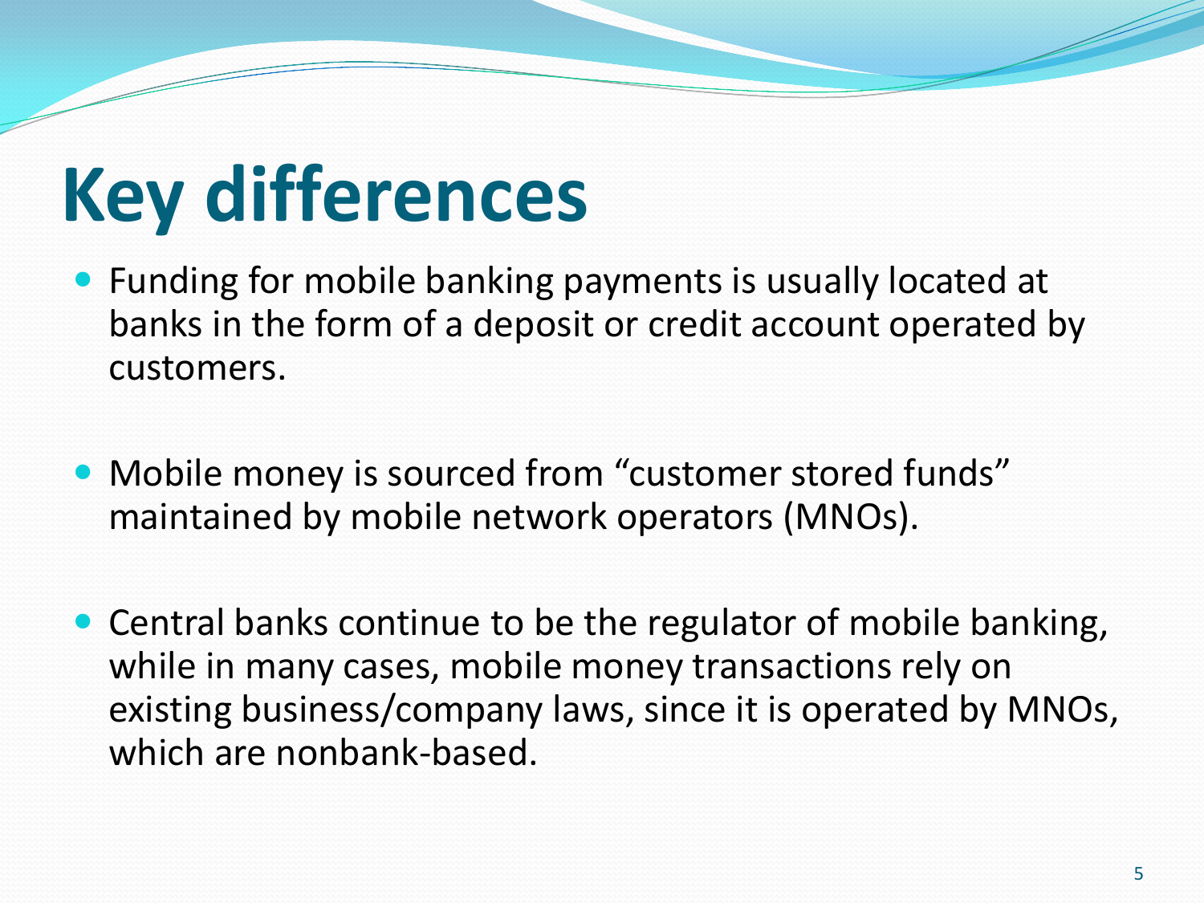# Key differences

- Funding for mobile banking payments is usually located at banks in the form of a deposit or credit account operated by customers.
- Mobile money is sourced from “customer stored funds” maintained by mobile network operators (MNOs).
- Central banks continue to be the regulator of mobile banking, while in many cases, mobile money transactions rely on existing business/company laws, since it is operated by MNOs, which are nonbank-based.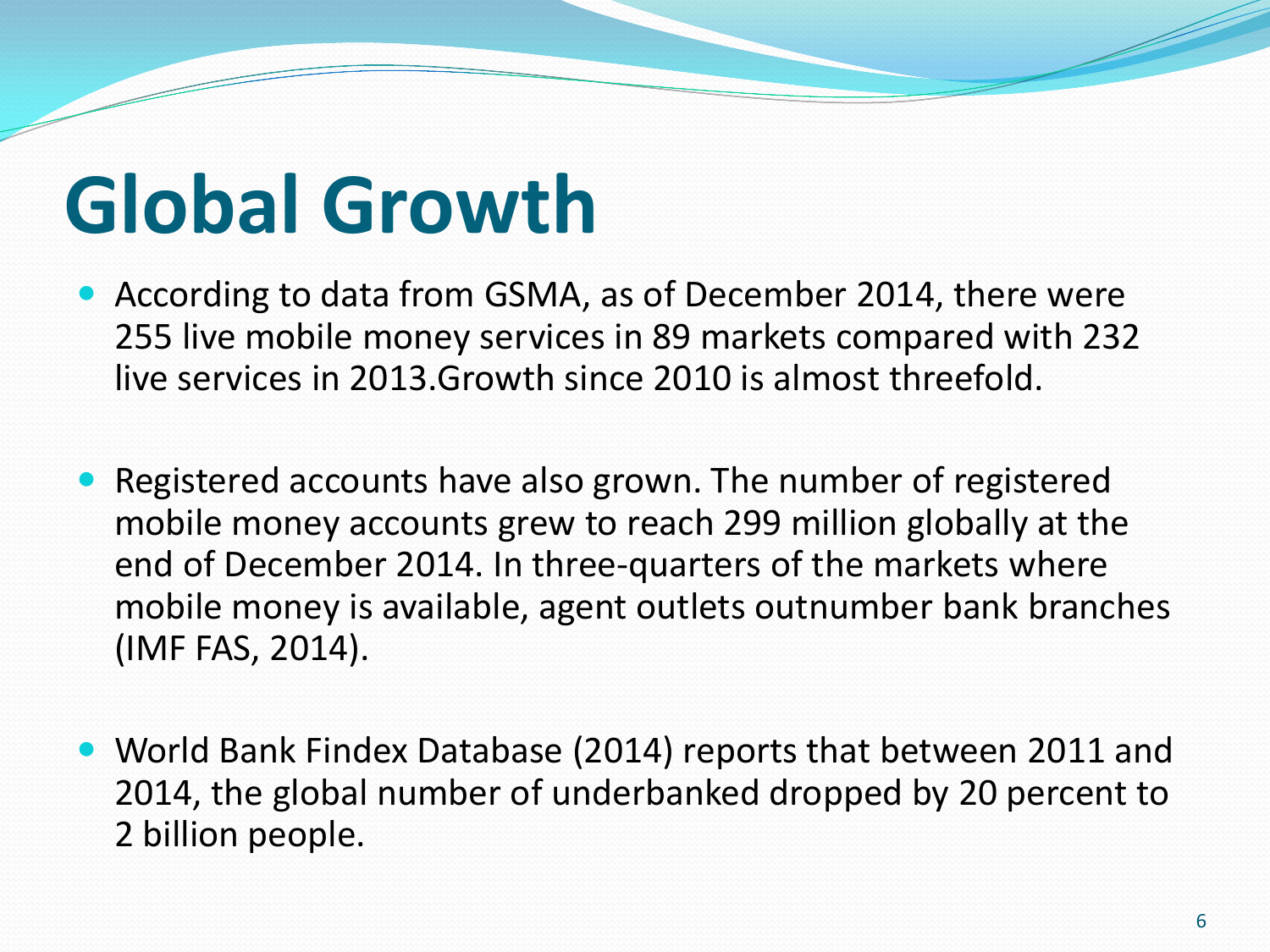# Global Growth

- According to data from GSMA, as of December 2014, there were 255 live mobile money services in 89 markets compared with 232 live services in 2013.Growth since 2010 is almost threefold.

- Registered accounts have also grown. The number of registered mobile money accounts grew to reach 299 million globally at the end of December 2014. In three-quarters of the markets where mobile money is available, agent outlets outnumber bank branches (IMF FAS, 2014).

- World Bank Findex Database (2014) reports that between 2011 and 2014, the global number of underbanked dropped by 20 percent to 2 billion people.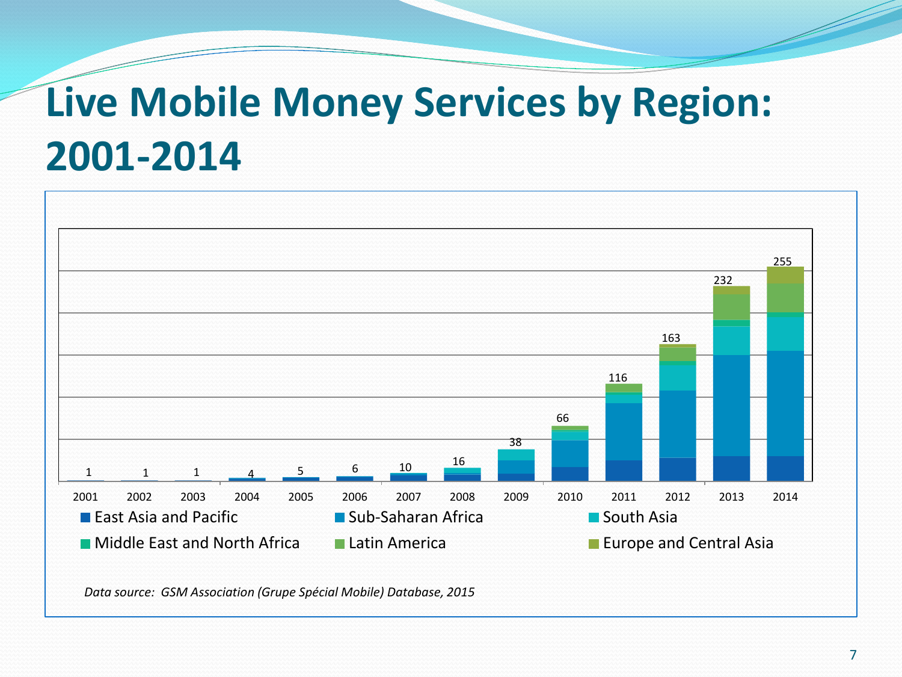# Live Mobile Money Services by Region: 2001-2014

| Year | 2001 | 2002 | 2003 | 2004 | 2005 | 2006 | 2007 | 2008 | 2009 | 2010 | 2011 | 2012 | 2013 | 2014 |
|---|---|---|---|---|---|---|---|---|---|---|---|---|---|---|
| Total | 1 | 1 | 1 | 4 | 5 | 6 | 10 | 16 | 38 | 66 | 116 | 163 | 232 | 255 |

Legend: East Asia and Pacific; Sub-Saharan Africa; South Asia; Middle East and North Africa; Latin America; Europe and Central Asia

*Data source: GSM Association (Grupe Spécial Mobile) Database, 2015*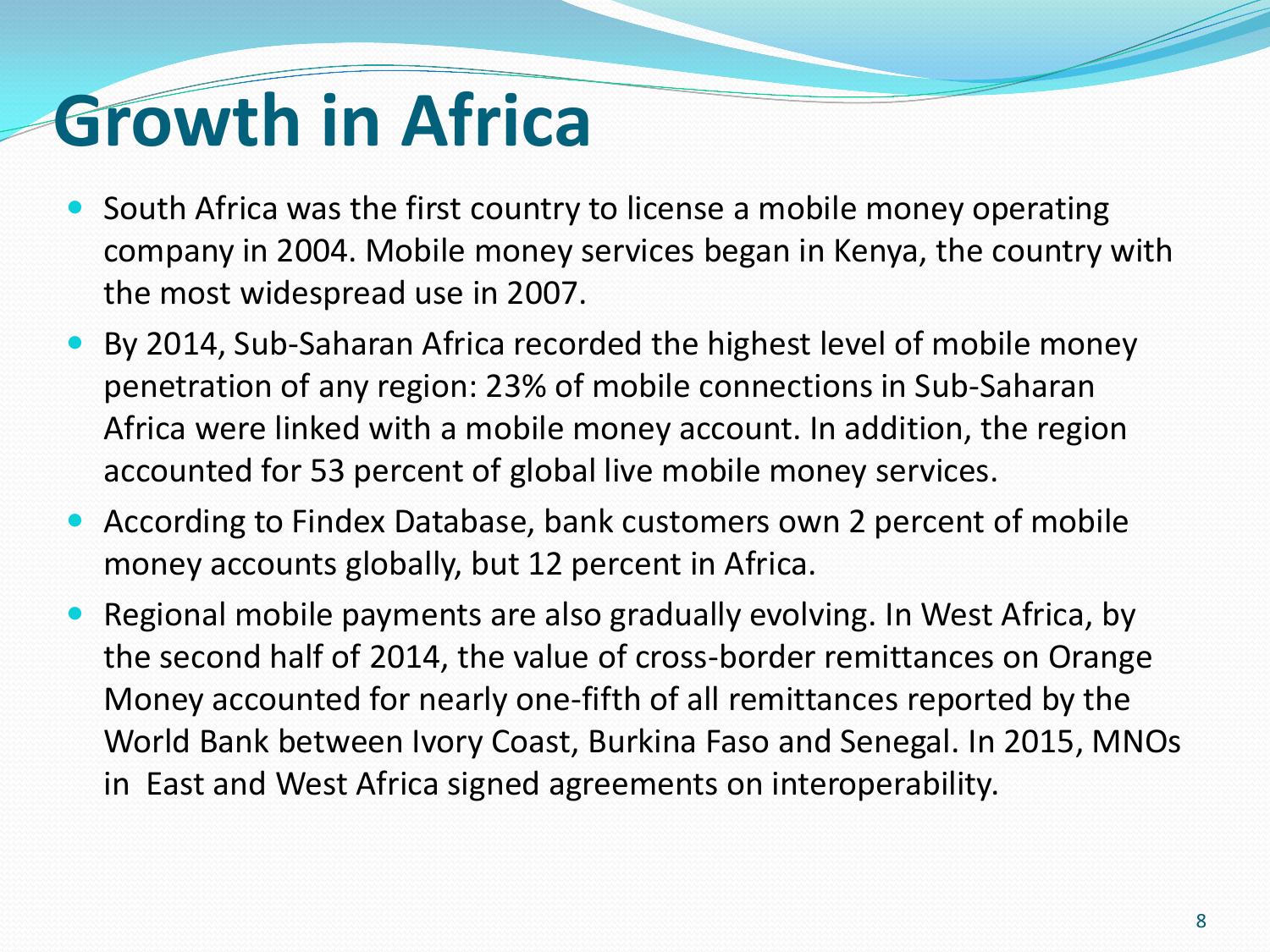# Growth in Africa

- South Africa was the first country to license a mobile money operating company in 2004. Mobile money services began in Kenya, the country with the most widespread use in 2007.
- By 2014, Sub-Saharan Africa recorded the highest level of mobile money penetration of any region: 23% of mobile connections in Sub-Saharan Africa were linked with a mobile money account. In addition, the region accounted for 53 percent of global live mobile money services.
- According to Findex Database, bank customers own 2 percent of mobile money accounts globally, but 12 percent in Africa.
- Regional mobile payments are also gradually evolving. In West Africa, by the second half of 2014, the value of cross-border remittances on Orange Money accounted for nearly one-fifth of all remittances reported by the World Bank between Ivory Coast, Burkina Faso and Senegal. In 2015, MNOs in East and West Africa signed agreements on interoperability.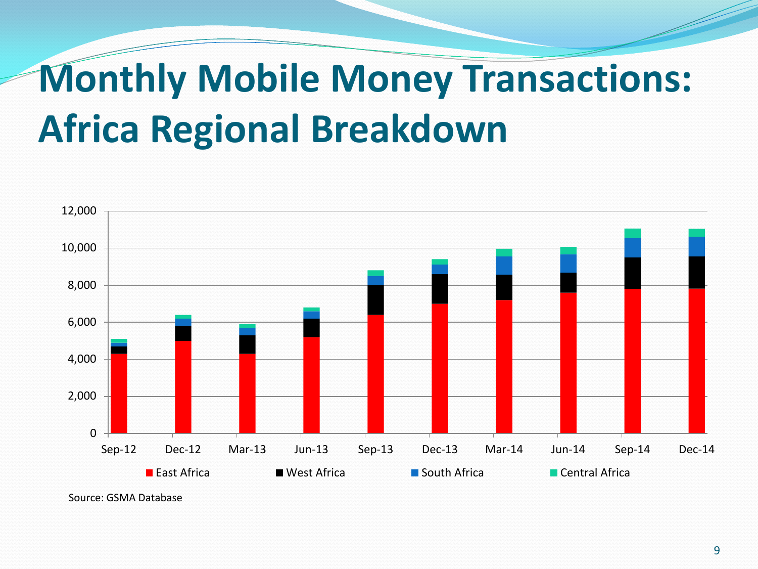# Monthly Mobile Money Transactions: Africa Regional Breakdown

Source: GSMA Database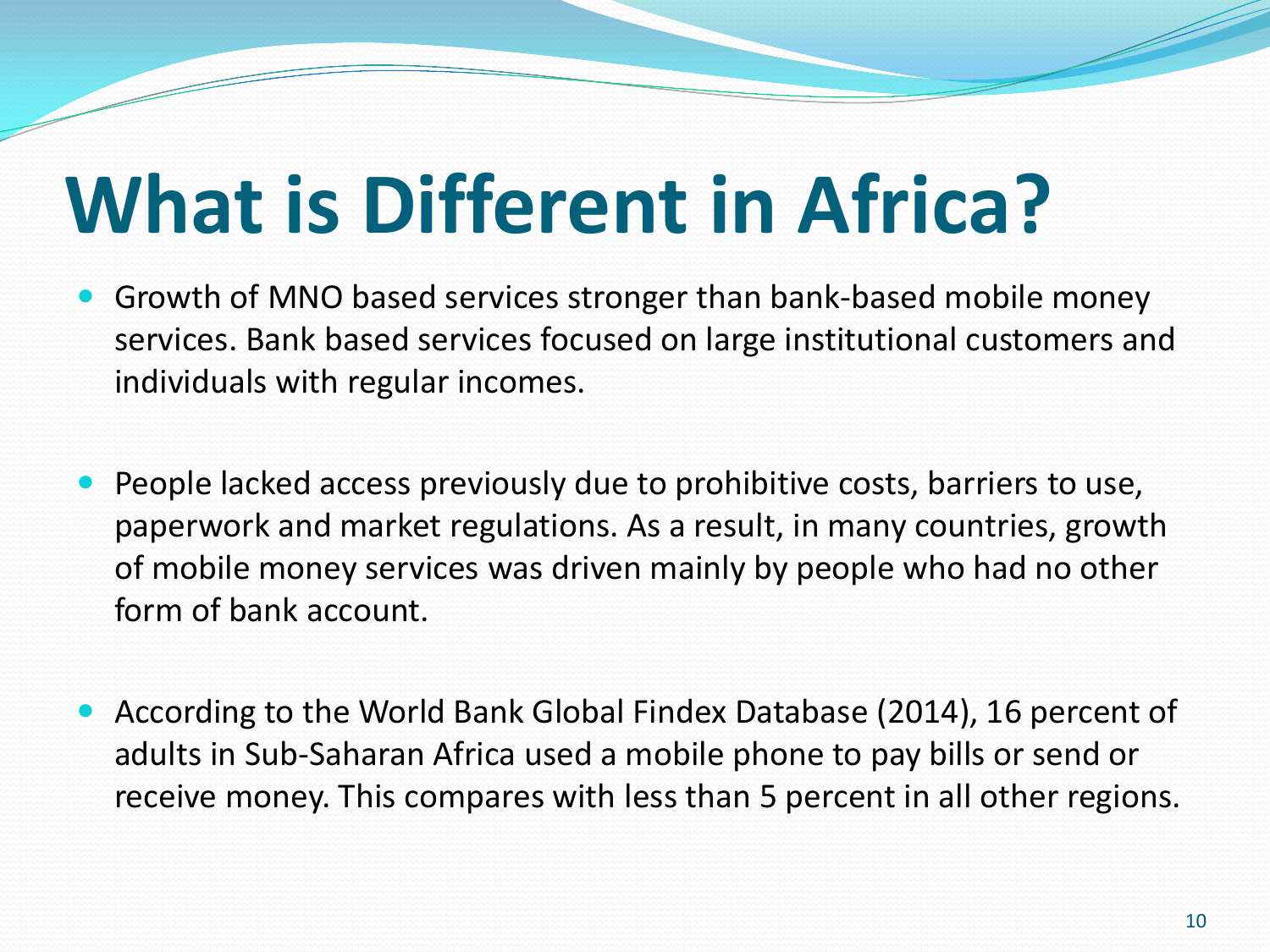# What is Different in Africa?

- Growth of MNO based services stronger than bank-based mobile money services. Bank based services focused on large institutional customers and individuals with regular incomes.

- People lacked access previously due to prohibitive costs, barriers to use, paperwork and market regulations. As a result, in many countries, growth of mobile money services was driven mainly by people who had no other form of bank account.

- According to the World Bank Global Findex Database (2014), 16 percent of adults in Sub-Saharan Africa used a mobile phone to pay bills or send or receive money. This compares with less than 5 percent in all other regions.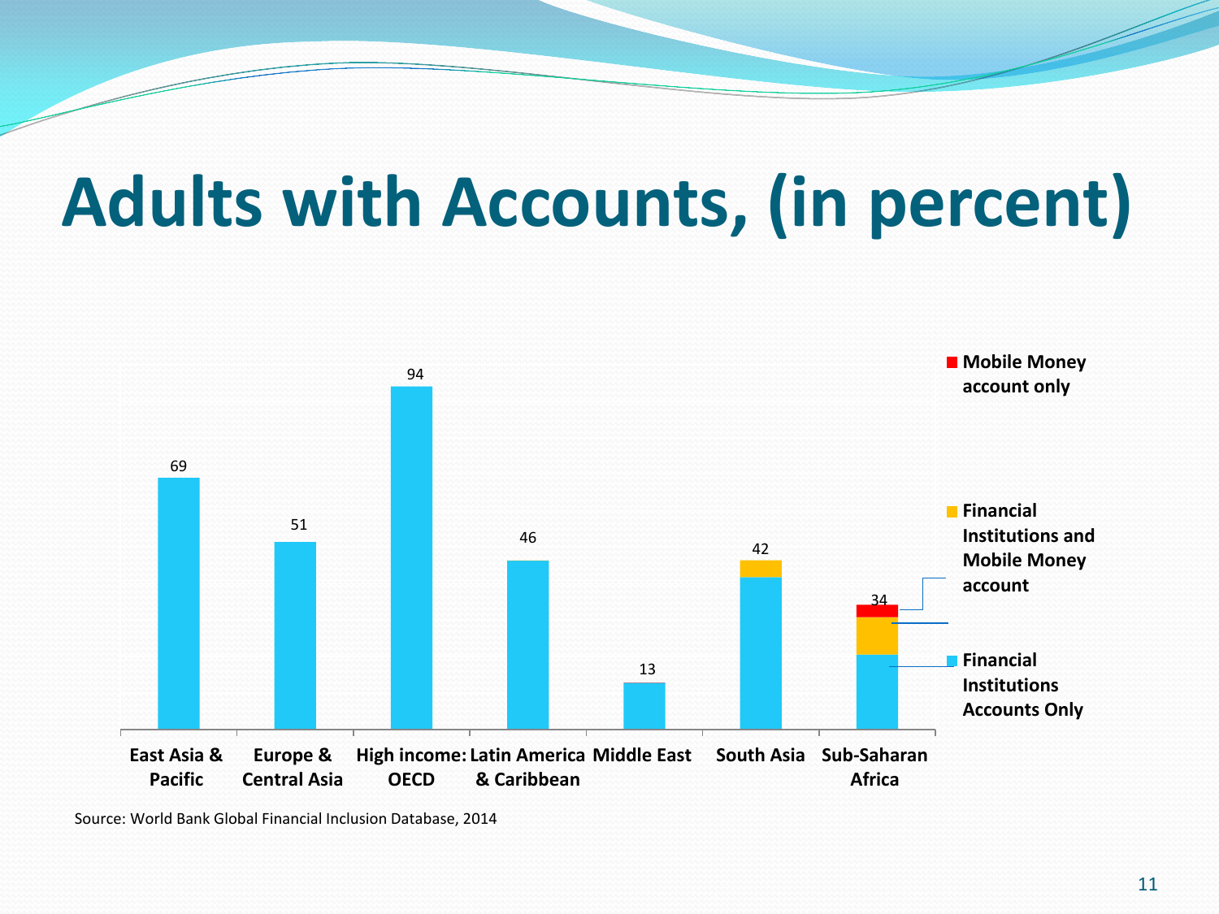# Adults with Accounts, (in percent)

| Region | Adults with accounts (%) |
|---|---|
| East Asia & Pacific | 69 |
| Europe & Central Asia | 51 |
| High income: OECD | 94 |
| Latin America & Caribbean | 46 |
| Middle East | 13 |
| South Asia | 42 |
| Sub-Saharan Africa | 34 |

Legend: Mobile Money account only; Financial Institutions and Mobile Money account; Financial Institutions Accounts Only

Source: World Bank Global Financial Inclusion Database, 2014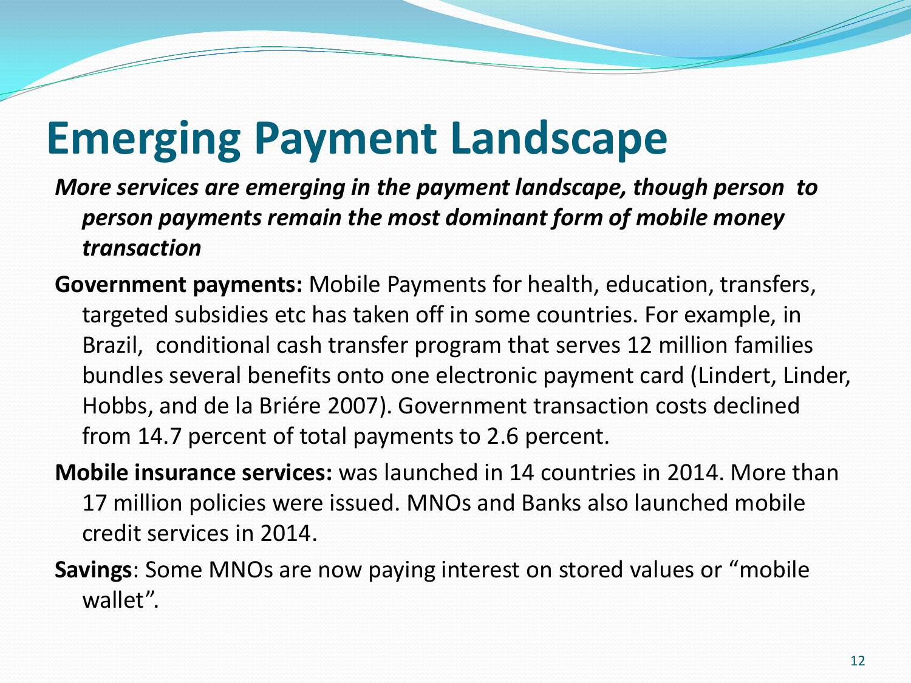# Emerging Payment Landscape

***More services are emerging in the payment landscape, though person to person payments remain the most dominant form of mobile money transaction***

**Government payments:** Mobile Payments for health, education, transfers, targeted subsidies etc has taken off in some countries. For example, in Brazil, conditional cash transfer program that serves 12 million families bundles several benefits onto one electronic payment card (Lindert, Linder, Hobbs, and de la Briére 2007). Government transaction costs declined from 14.7 percent of total payments to 2.6 percent.

**Mobile insurance services:** was launched in 14 countries in 2014. More than 17 million policies were issued. MNOs and Banks also launched mobile credit services in 2014.

**Savings**: Some MNOs are now paying interest on stored values or "mobile wallet".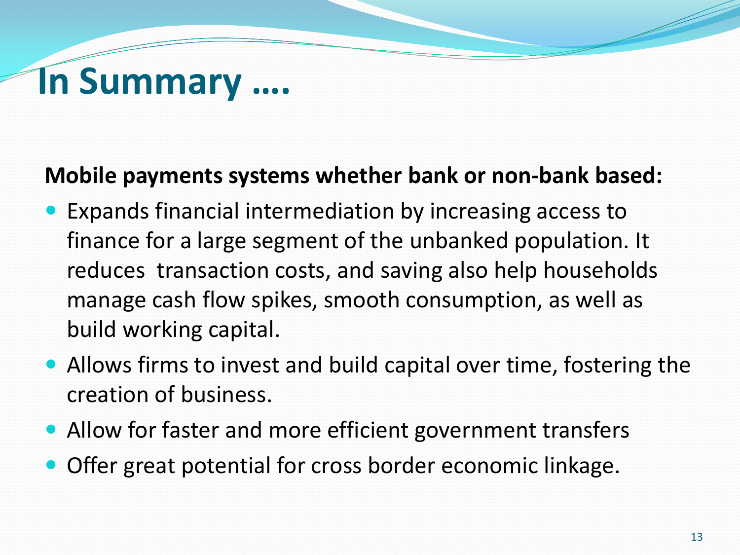# In Summary ….

**Mobile payments systems whether bank or non-bank based:**

- Expands financial intermediation by increasing access to finance for a large segment of the unbanked population. It reduces transaction costs, and saving also help households manage cash flow spikes, smooth consumption, as well as build working capital.
- Allows firms to invest and build capital over time, fostering the creation of business.
- Allow for faster and more efficient government transfers
- Offer great potential for cross border economic linkage.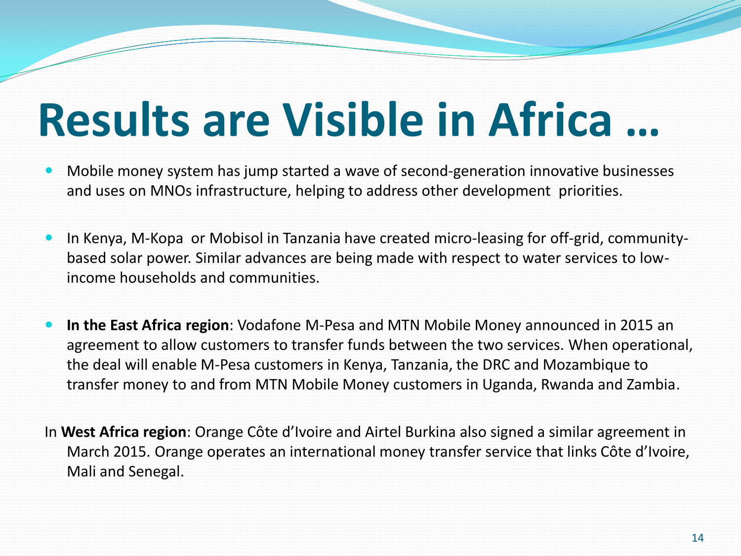# Results are Visible in Africa …

- Mobile money system has jump started a wave of second-generation innovative businesses and uses on MNOs infrastructure, helping to address other development priorities.

- In Kenya, M-Kopa or Mobisol in Tanzania have created micro-leasing for off-grid, community-based solar power. Similar advances are being made with respect to water services to low-income households and communities.

- **In the East Africa region**: Vodafone M-Pesa and MTN Mobile Money announced in 2015 an agreement to allow customers to transfer funds between the two services. When operational, the deal will enable M-Pesa customers in Kenya, Tanzania, the DRC and Mozambique to transfer money to and from MTN Mobile Money customers in Uganda, Rwanda and Zambia.

In **West Africa region**: Orange Côte d'Ivoire and Airtel Burkina also signed a similar agreement in March 2015. Orange operates an international money transfer service that links Côte d'Ivoire, Mali and Senegal.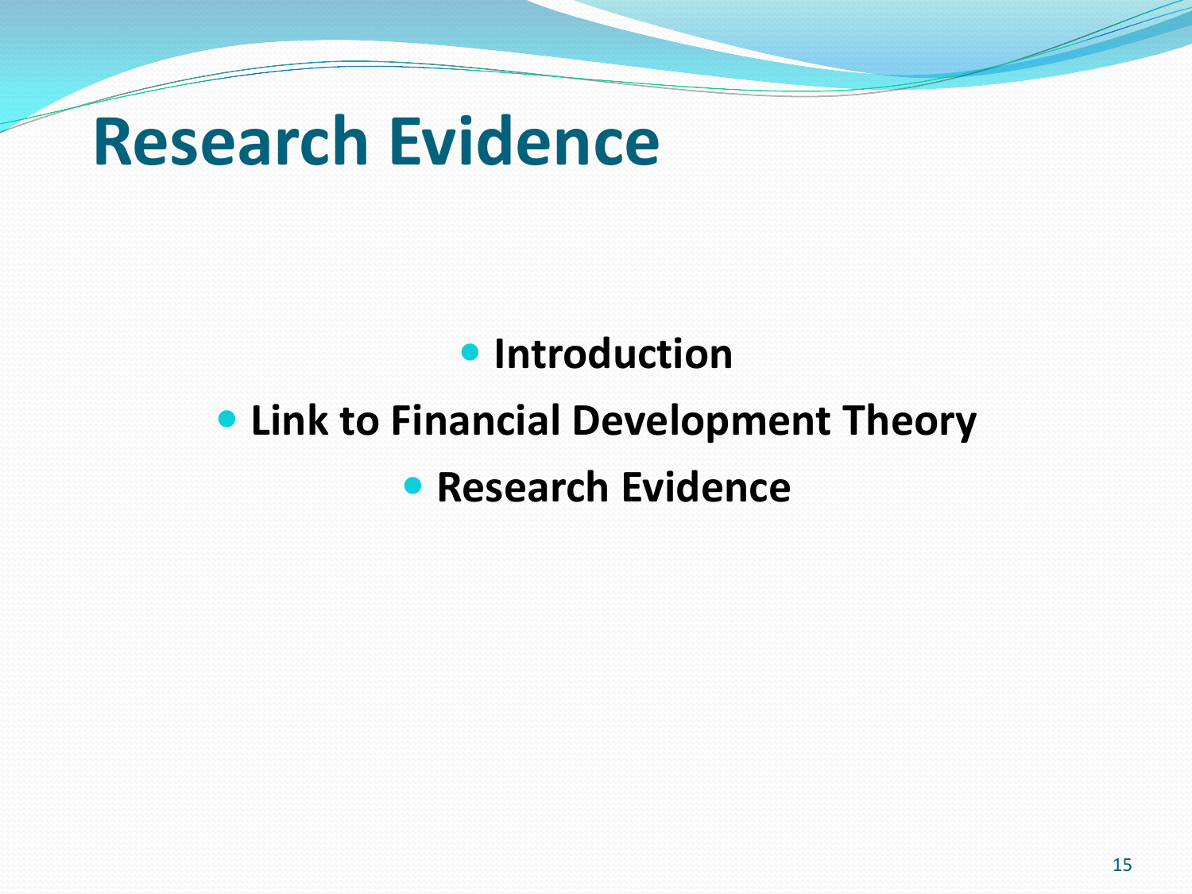# Research Evidence

- **Introduction**
- **Link to Financial Development Theory**
- **Research Evidence**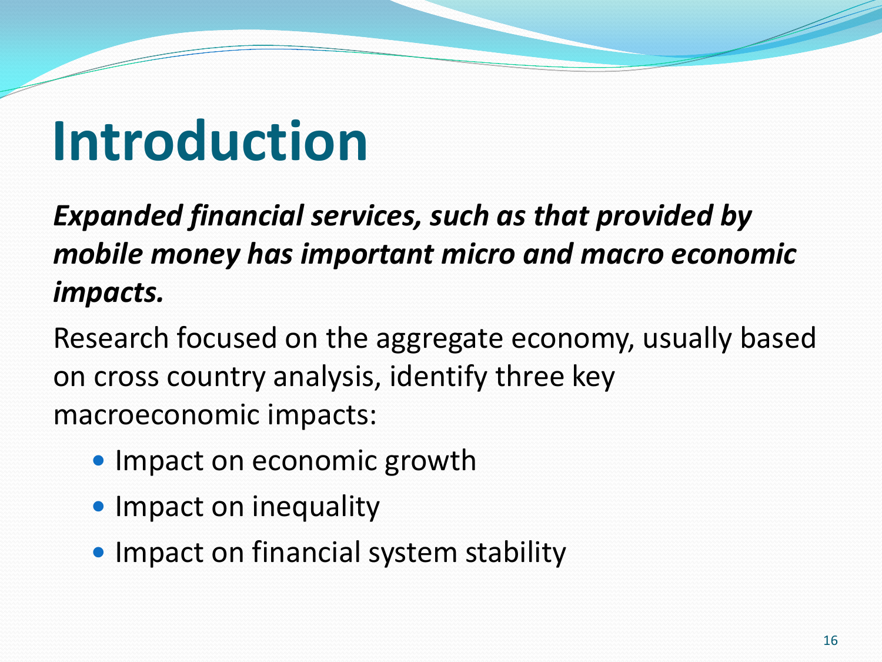# Introduction

***Expanded financial services, such as that provided by mobile money has important micro and macro economic impacts.***

Research focused on the aggregate economy, usually based on cross country analysis, identify three key macroeconomic impacts:

- Impact on economic growth
- Impact on inequality
- Impact on financial system stability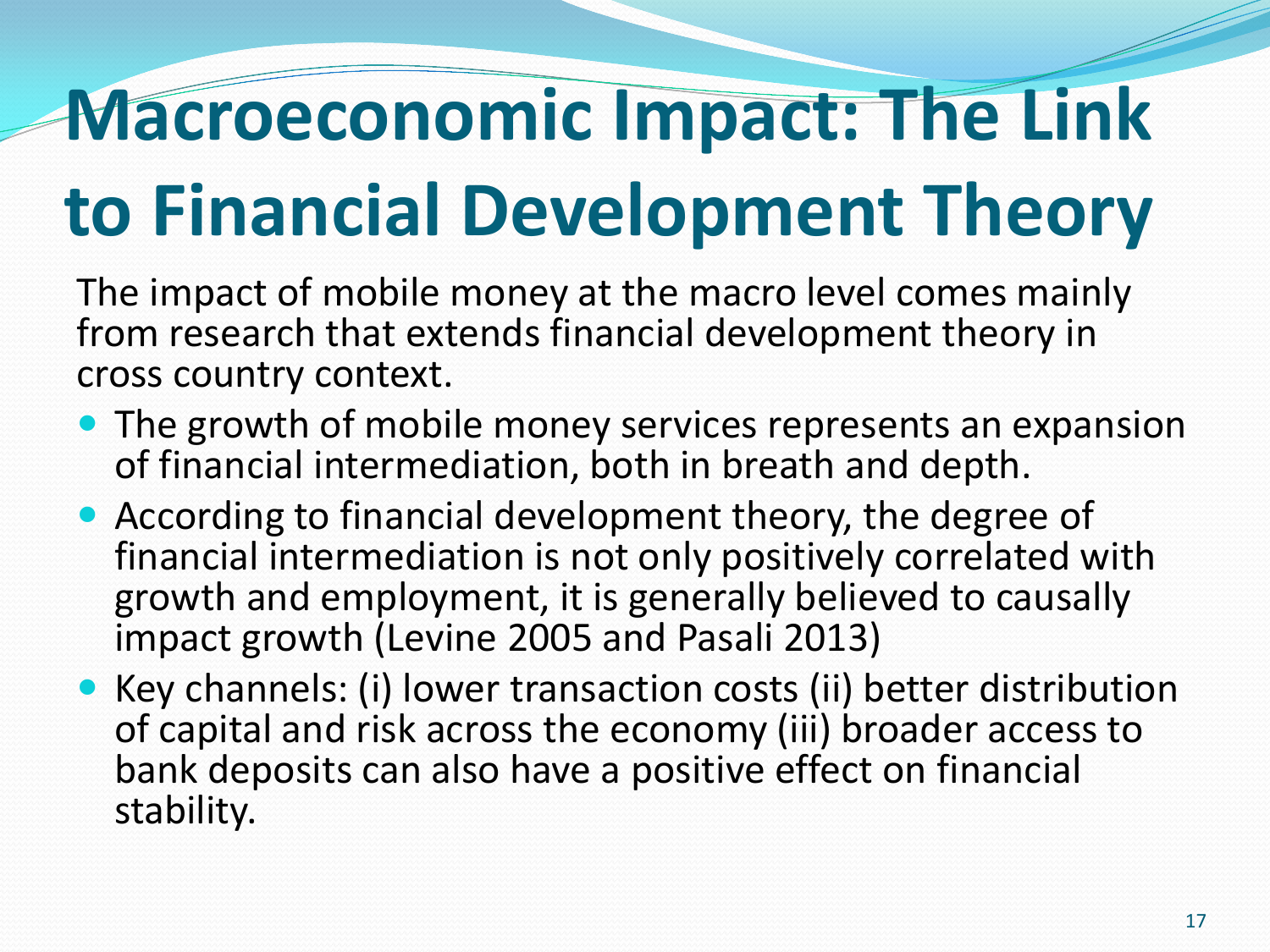# Macroeconomic Impact: The Link to Financial Development Theory

The impact of mobile money at the macro level comes mainly from research that extends financial development theory in cross country context.

- The growth of mobile money services represents an expansion of financial intermediation, both in breath and depth.
- According to financial development theory, the degree of financial intermediation is not only positively correlated with growth and employment, it is generally believed to causally impact growth (Levine 2005 and Pasali 2013)
- Key channels: (i) lower transaction costs (ii) better distribution of capital and risk across the economy (iii) broader access to bank deposits can also have a positive effect on financial stability.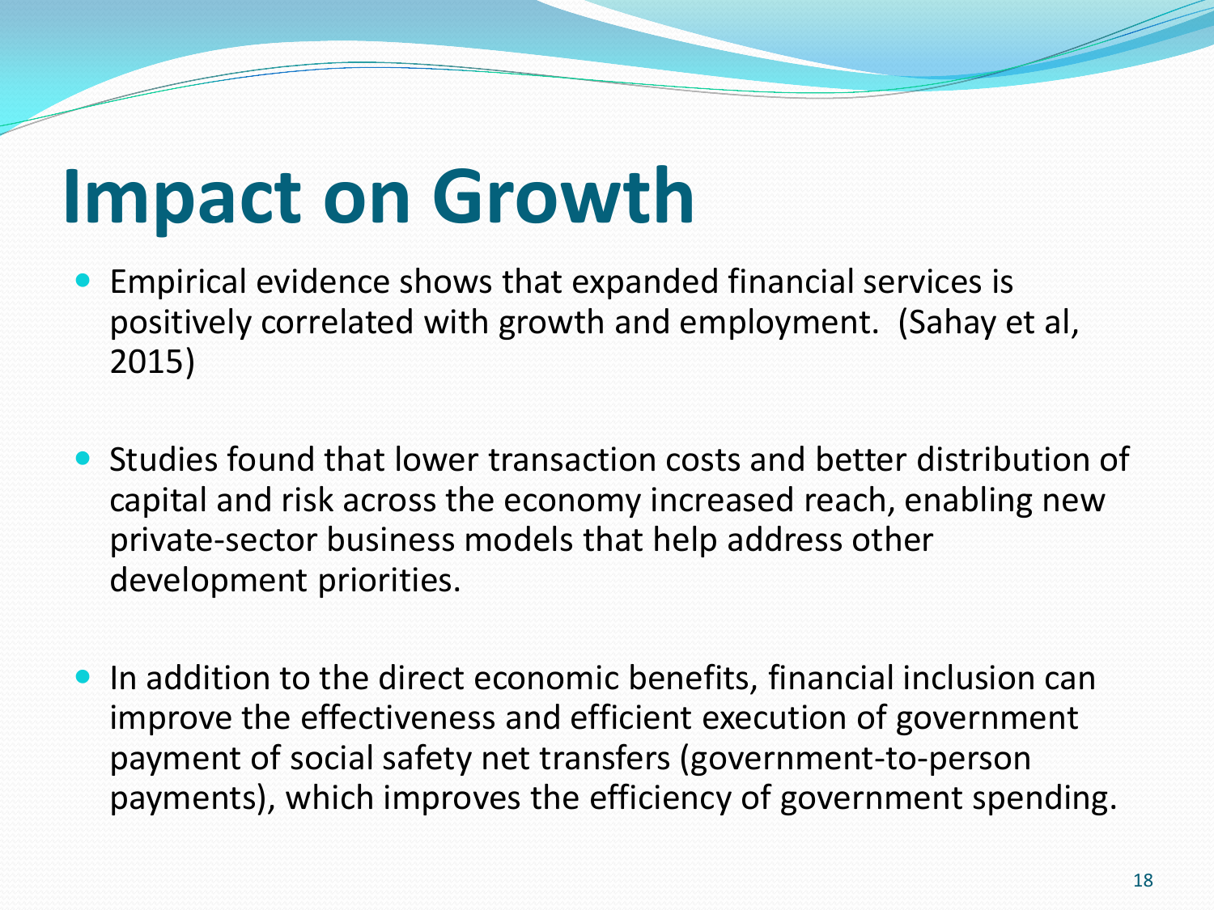# Impact on Growth

- Empirical evidence shows that expanded financial services is positively correlated with growth and employment. (Sahay et al, 2015)

- Studies found that lower transaction costs and better distribution of capital and risk across the economy increased reach, enabling new private-sector business models that help address other development priorities.

- In addition to the direct economic benefits, financial inclusion can improve the effectiveness and efficient execution of government payment of social safety net transfers (government-to-person payments), which improves the efficiency of government spending.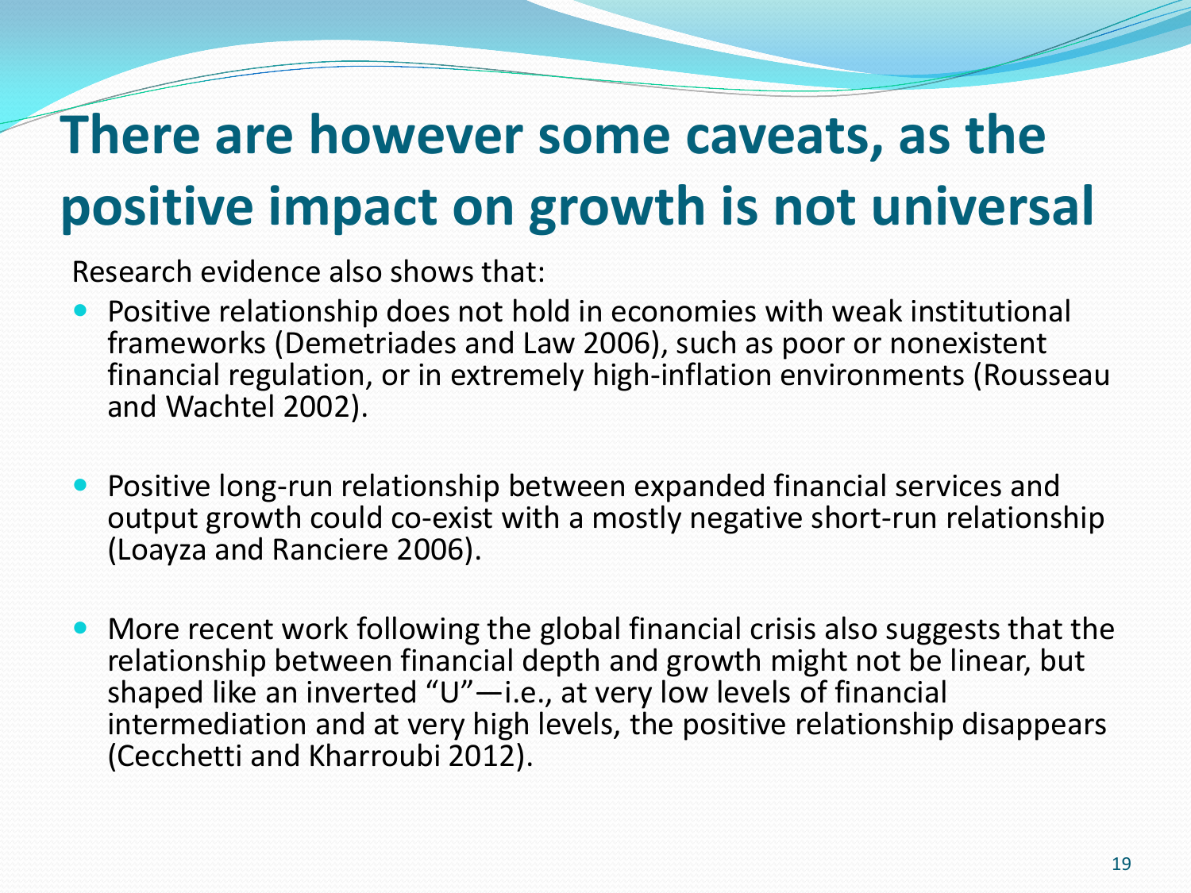# There are however some caveats, as the positive impact on growth is not universal

Research evidence also shows that:

- Positive relationship does not hold in economies with weak institutional frameworks (Demetriades and Law 2006), such as poor or nonexistent financial regulation, or in extremely high-inflation environments (Rousseau and Wachtel 2002).

- Positive long-run relationship between expanded financial services and output growth could co-exist with a mostly negative short-run relationship (Loayza and Ranciere 2006).

- More recent work following the global financial crisis also suggests that the relationship between financial depth and growth might not be linear, but shaped like an inverted "U"—i.e., at very low levels of financial intermediation and at very high levels, the positive relationship disappears (Cecchetti and Kharroubi 2012).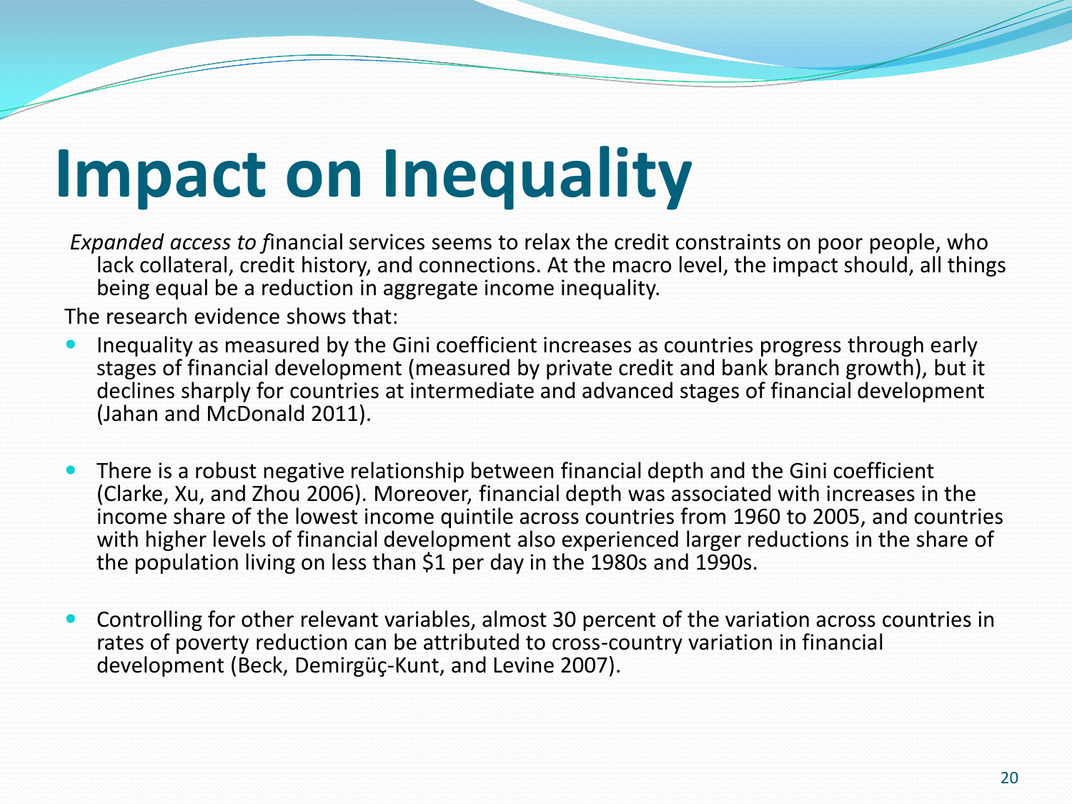# Impact on Inequality

*Expanded access to f*inancial services seems to relax the credit constraints on poor people, who lack collateral, credit history, and connections. At the macro level, the impact should, all things being equal be a reduction in aggregate income inequality.

The research evidence shows that:

- Inequality as measured by the Gini coefficient increases as countries progress through early stages of financial development (measured by private credit and bank branch growth), but it declines sharply for countries at intermediate and advanced stages of financial development (Jahan and McDonald 2011).
- There is a robust negative relationship between financial depth and the Gini coefficient (Clarke, Xu, and Zhou 2006). Moreover, financial depth was associated with increases in the income share of the lowest income quintile across countries from 1960 to 2005, and countries with higher levels of financial development also experienced larger reductions in the share of the population living on less than $1 per day in the 1980s and 1990s.
- Controlling for other relevant variables, almost 30 percent of the variation across countries in rates of poverty reduction can be attributed to cross-country variation in financial development (Beck, Demirgüç-Kunt, and Levine 2007).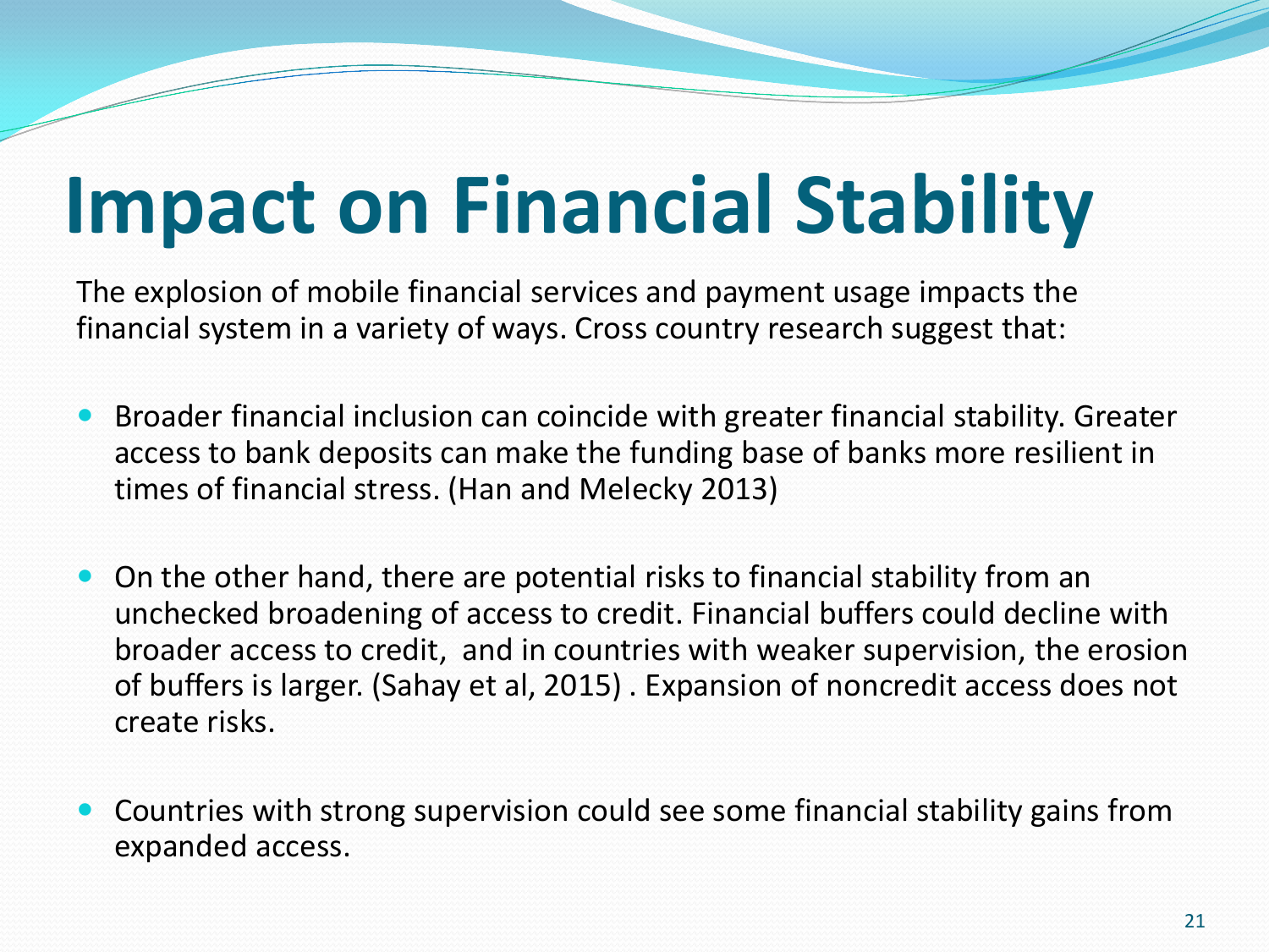# Impact on Financial Stability

The explosion of mobile financial services and payment usage impacts the financial system in a variety of ways. Cross country research suggest that:

- Broader financial inclusion can coincide with greater financial stability. Greater access to bank deposits can make the funding base of banks more resilient in times of financial stress. (Han and Melecky 2013)

- On the other hand, there are potential risks to financial stability from an unchecked broadening of access to credit. Financial buffers could decline with broader access to credit, and in countries with weaker supervision, the erosion of buffers is larger. (Sahay et al, 2015) . Expansion of noncredit access does not create risks.

- Countries with strong supervision could see some financial stability gains from expanded access.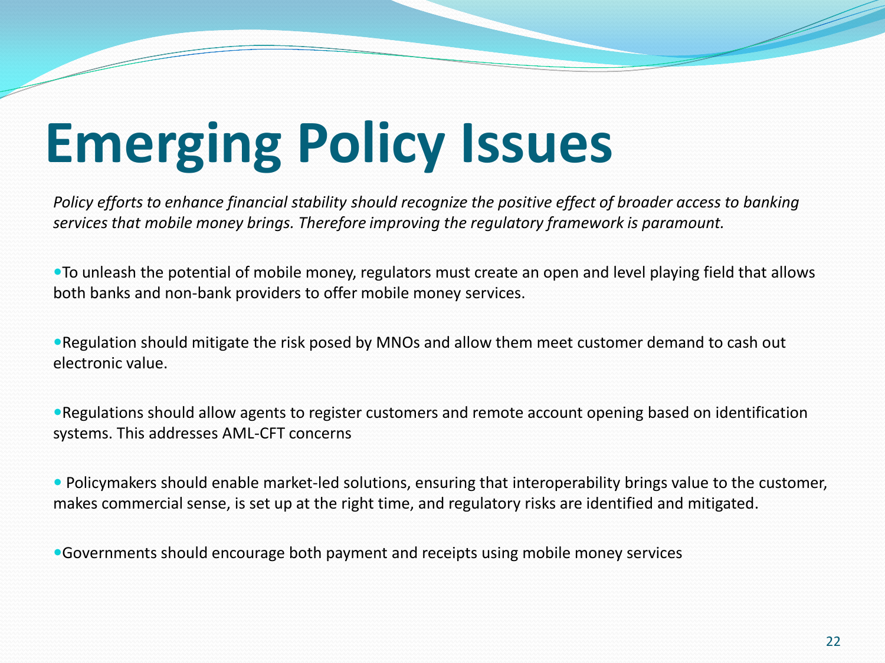# Emerging Policy Issues

*Policy efforts to enhance financial stability should recognize the positive effect of broader access to banking services that mobile money brings. Therefore improving the regulatory framework is paramount.*

- To unleash the potential of mobile money, regulators must create an open and level playing field that allows both banks and non-bank providers to offer mobile money services.

- Regulation should mitigate the risk posed by MNOs and allow them meet customer demand to cash out electronic value.

- Regulations should allow agents to register customers and remote account opening based on identification systems. This addresses AML-CFT concerns

- Policymakers should enable market-led solutions, ensuring that interoperability brings value to the customer, makes commercial sense, is set up at the right time, and regulatory risks are identified and mitigated.

- Governments should encourage both payment and receipts using mobile money services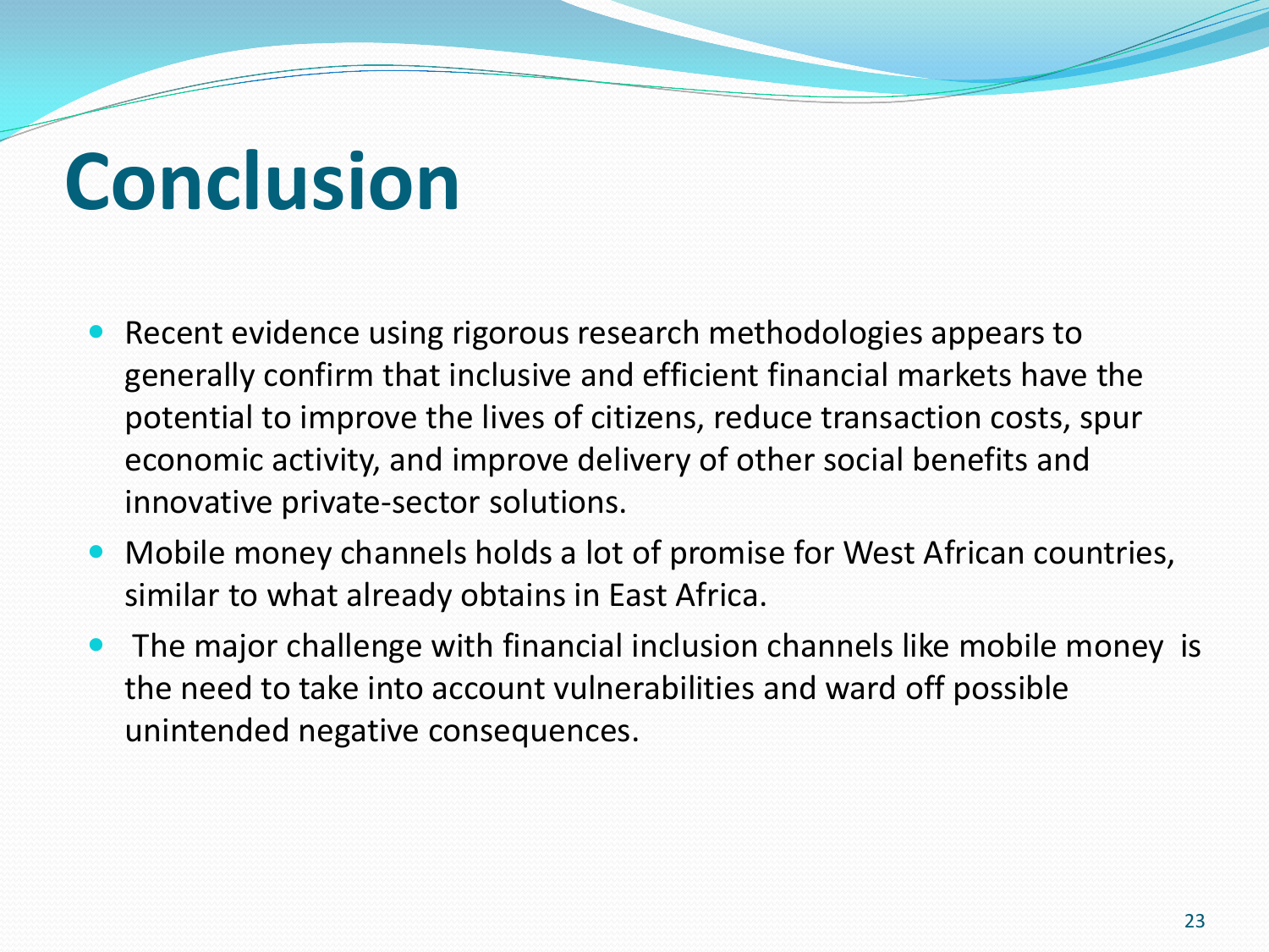# Conclusion

- Recent evidence using rigorous research methodologies appears to generally confirm that inclusive and efficient financial markets have the potential to improve the lives of citizens, reduce transaction costs, spur economic activity, and improve delivery of other social benefits and innovative private-sector solutions.
- Mobile money channels holds a lot of promise for West African countries, similar to what already obtains in East Africa.
- The major challenge with financial inclusion channels like mobile money is the need to take into account vulnerabilities and ward off possible unintended negative consequences.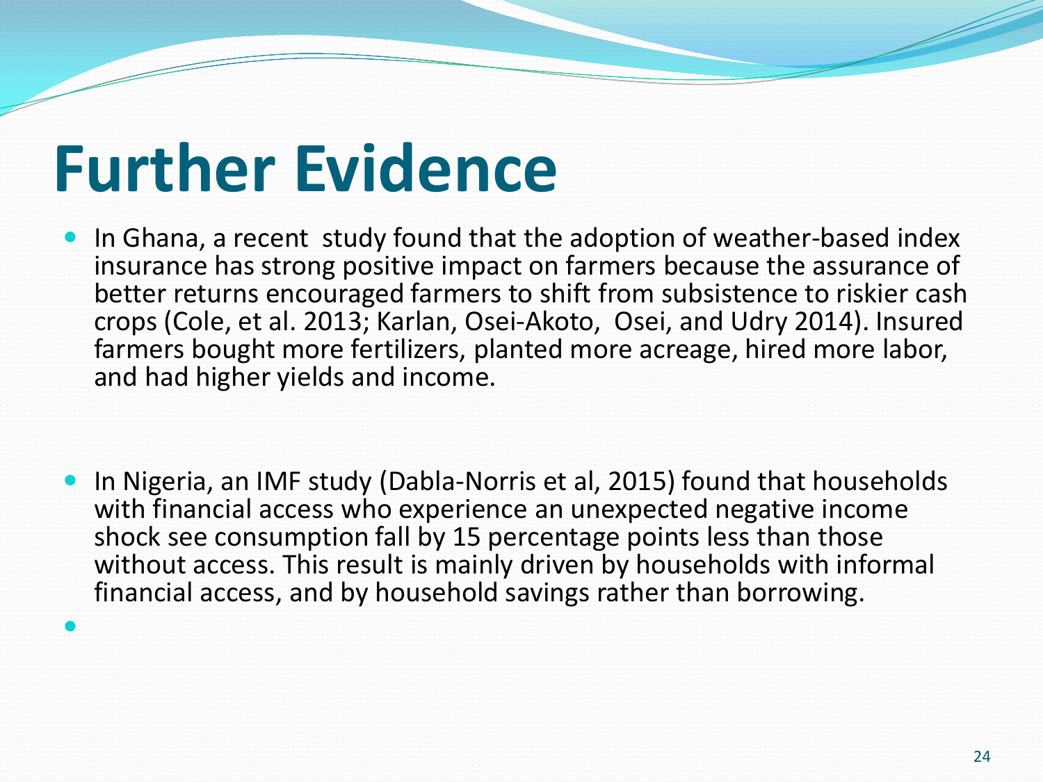# Further Evidence

- In Ghana, a recent study found that the adoption of weather-based index insurance has strong positive impact on farmers because the assurance of better returns encouraged farmers to shift from subsistence to riskier cash crops (Cole, et al. 2013; Karlan, Osei-Akoto, Osei, and Udry 2014). Insured farmers bought more fertilizers, planted more acreage, hired more labor, and had higher yields and income.

- In Nigeria, an IMF study (Dabla-Norris et al, 2015) found that households with financial access who experience an unexpected negative income shock see consumption fall by 15 percentage points less than those without access. This result is mainly driven by households with informal financial access, and by household savings rather than borrowing.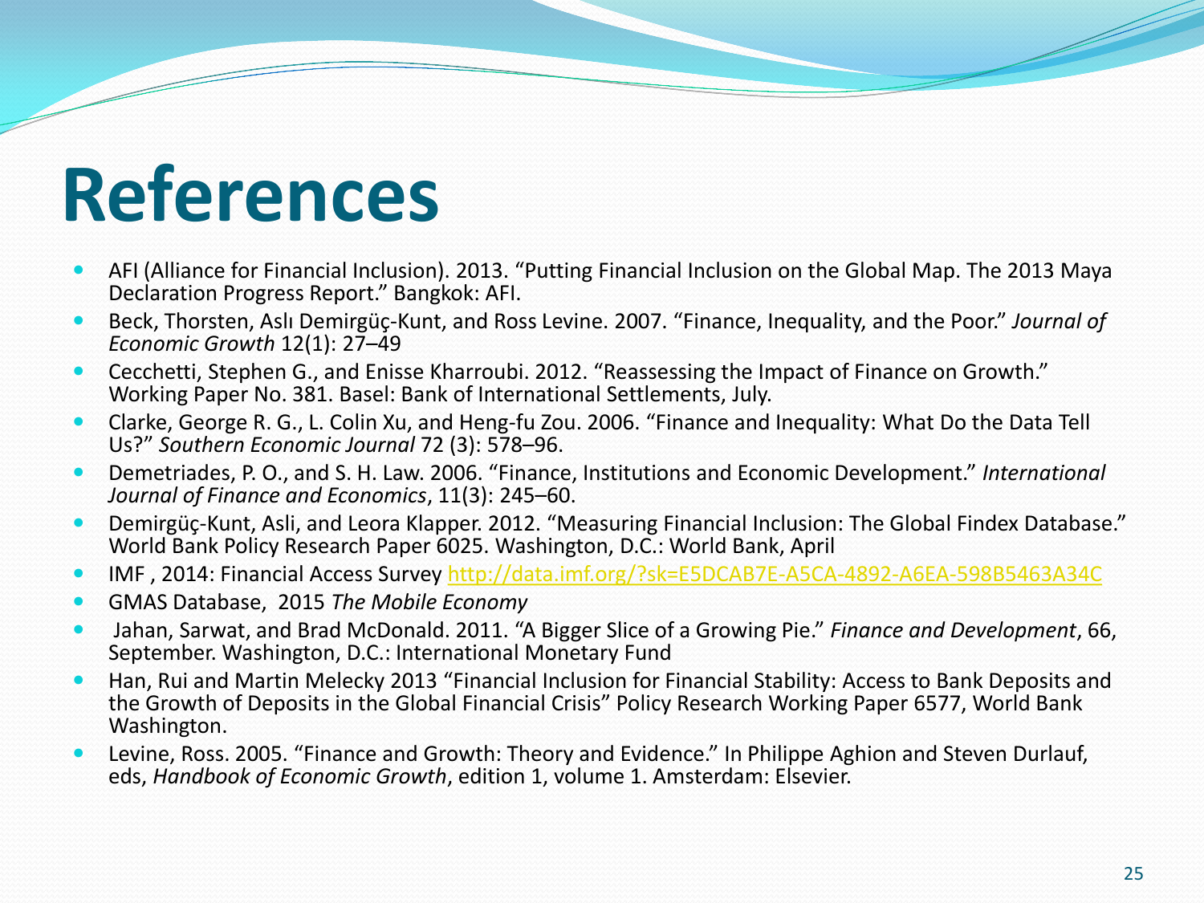# References

- AFI (Alliance for Financial Inclusion). 2013. "Putting Financial Inclusion on the Global Map. The 2013 Maya Declaration Progress Report." Bangkok: AFI.
- Beck, Thorsten, Aslı Demirgüç-Kunt, and Ross Levine. 2007. "Finance, Inequality, and the Poor." *Journal of Economic Growth* 12(1): 27–49
- Cecchetti, Stephen G., and Enisse Kharroubi. 2012. "Reassessing the Impact of Finance on Growth." Working Paper No. 381. Basel: Bank of International Settlements, July.
- Clarke, George R. G., L. Colin Xu, and Heng-fu Zou. 2006. "Finance and Inequality: What Do the Data Tell Us?" *Southern Economic Journal* 72 (3): 578–96.
- Demetriades, P. O., and S. H. Law. 2006. "Finance, Institutions and Economic Development." *International Journal of Finance and Economics*, 11(3): 245–60.
- Demirgüç-Kunt, Asli, and Leora Klapper. 2012. "Measuring Financial Inclusion: The Global Findex Database." World Bank Policy Research Paper 6025. Washington, D.C.: World Bank, April
- IMF , 2014: Financial Access Survey http://data.imf.org/?sk=E5DCAB7E-A5CA-4892-A6EA-598B5463A34C
- GMAS Database, 2015 *The Mobile Economy*
- Jahan, Sarwat, and Brad McDonald. 2011. "A Bigger Slice of a Growing Pie." *Finance and Development*, 66, September. Washington, D.C.: International Monetary Fund
- Han, Rui and Martin Melecky 2013 "Financial Inclusion for Financial Stability: Access to Bank Deposits and the Growth of Deposits in the Global Financial Crisis" Policy Research Working Paper 6577, World Bank Washington.
- Levine, Ross. 2005. "Finance and Growth: Theory and Evidence." In Philippe Aghion and Steven Durlauf, eds, *Handbook of Economic Growth*, edition 1, volume 1. Amsterdam: Elsevier.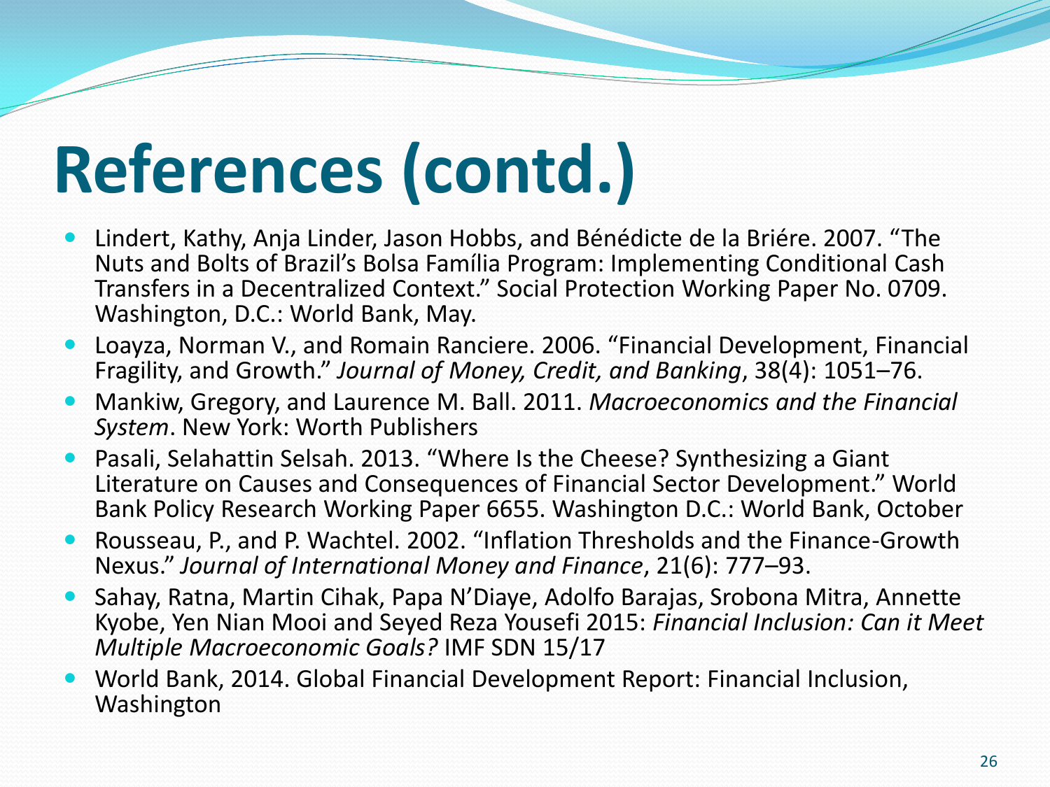# References (contd.)

- Lindert, Kathy, Anja Linder, Jason Hobbs, and Bénédicte de la Briére. 2007. "The Nuts and Bolts of Brazil's Bolsa Família Program: Implementing Conditional Cash Transfers in a Decentralized Context." Social Protection Working Paper No. 0709. Washington, D.C.: World Bank, May.
- Loayza, Norman V., and Romain Ranciere. 2006. "Financial Development, Financial Fragility, and Growth." *Journal of Money, Credit, and Banking*, 38(4): 1051–76.
- Mankiw, Gregory, and Laurence M. Ball. 2011. *Macroeconomics and the Financial System*. New York: Worth Publishers
- Pasali, Selahattin Selsah. 2013. "Where Is the Cheese? Synthesizing a Giant Literature on Causes and Consequences of Financial Sector Development." World Bank Policy Research Working Paper 6655. Washington D.C.: World Bank, October
- Rousseau, P., and P. Wachtel. 2002. "Inflation Thresholds and the Finance-Growth Nexus." *Journal of International Money and Finance*, 21(6): 777–93.
- Sahay, Ratna, Martin Cihak, Papa N'Diaye, Adolfo Barajas, Srobona Mitra, Annette Kyobe, Yen Nian Mooi and Seyed Reza Yousefi 2015: *Financial Inclusion: Can it Meet Multiple Macroeconomic Goals?* IMF SDN 15/17
- World Bank, 2014. Global Financial Development Report: Financial Inclusion, Washington